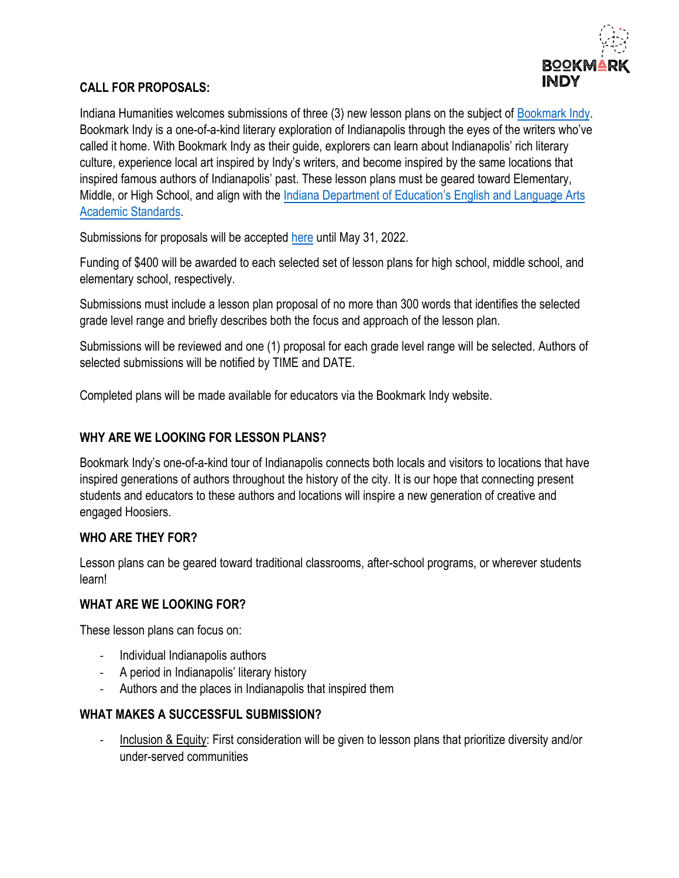BOOKMARK INDY

## CALL FOR PROPOSALS:

Indiana Humanities welcomes submissions of three (3) new lesson plans on the subject of Bookmark Indy. Bookmark Indy is a one-of-a-kind literary exploration of Indianapolis through the eyes of the writers who've called it home. With Bookmark Indy as their guide, explorers can learn about Indianapolis' rich literary culture, experience local art inspired by Indy's writers, and become inspired by the same locations that inspired famous authors of Indianapolis' past. These lesson plans must be geared toward Elementary, Middle, or High School, and align with the Indiana Department of Education's English and Language Arts Academic Standards.

Submissions for proposals will be accepted here until May 31, 2022.

Funding of $400 will be awarded to each selected set of lesson plans for high school, middle school, and elementary school, respectively.

Submissions must include a lesson plan proposal of no more than 300 words that identifies the selected grade level range and briefly describes both the focus and approach of the lesson plan.

Submissions will be reviewed and one (1) proposal for each grade level range will be selected. Authors of selected submissions will be notified by TIME and DATE.

Completed plans will be made available for educators via the Bookmark Indy website.

## WHY ARE WE LOOKING FOR LESSON PLANS?

Bookmark Indy's one-of-a-kind tour of Indianapolis connects both locals and visitors to locations that have inspired generations of authors throughout the history of the city. It is our hope that connecting present students and educators to these authors and locations will inspire a new generation of creative and engaged Hoosiers.

## WHO ARE THEY FOR?

Lesson plans can be geared toward traditional classrooms, after-school programs, or wherever students learn!

## WHAT ARE WE LOOKING FOR?

These lesson plans can focus on:

- Individual Indianapolis authors
- A period in Indianapolis' literary history
- Authors and the places in Indianapolis that inspired them

## WHAT MAKES A SUCCESSFUL SUBMISSION?

- Inclusion & Equity: First consideration will be given to lesson plans that prioritize diversity and/or under-served communities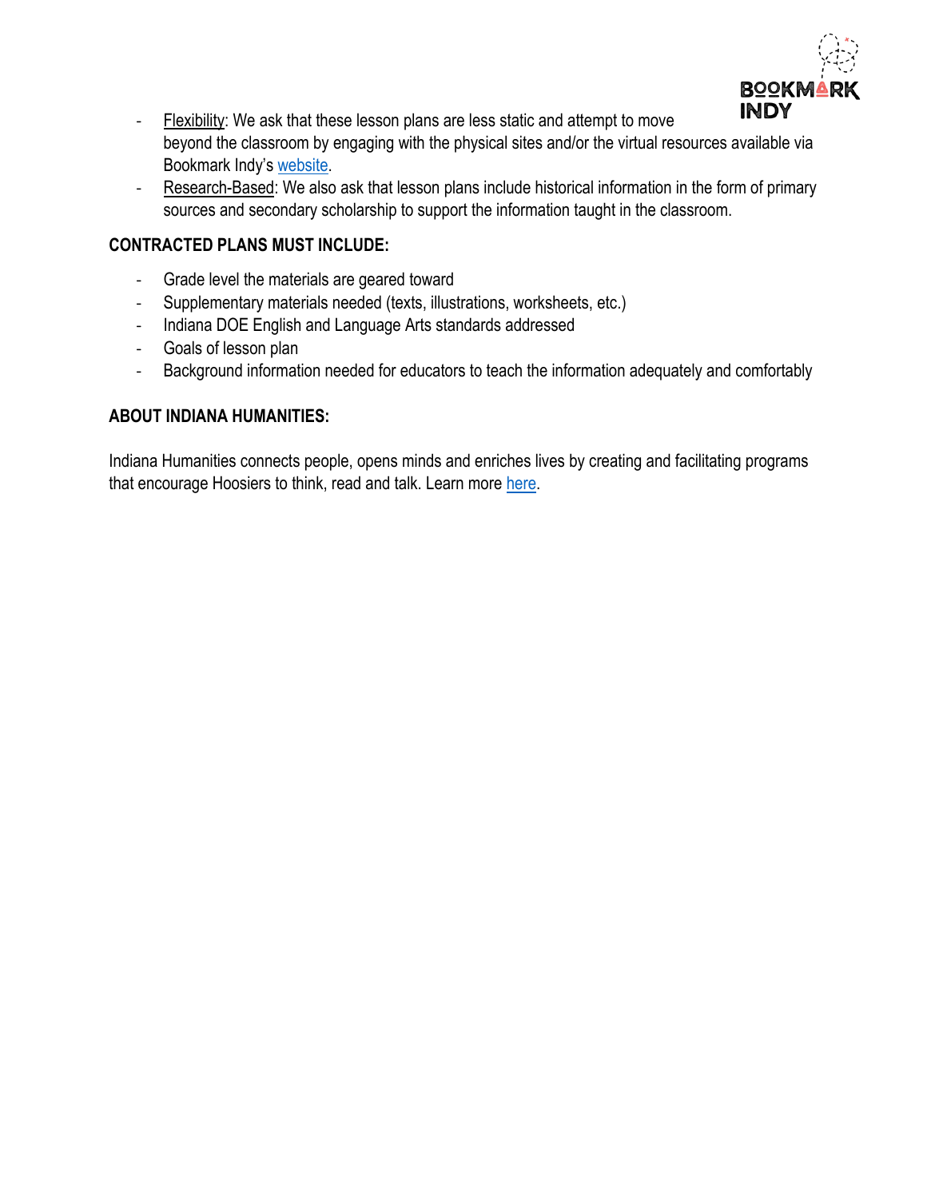- Flexibility: We ask that these lesson plans are less static and attempt to move beyond the classroom by engaging with the physical sites and/or the virtual resources available via Bookmark Indy's website.
- Research-Based: We also ask that lesson plans include historical information in the form of primary sources and secondary scholarship to support the information taught in the classroom.

**CONTRACTED PLANS MUST INCLUDE:**

- Grade level the materials are geared toward
- Supplementary materials needed (texts, illustrations, worksheets, etc.)
- Indiana DOE English and Language Arts standards addressed
- Goals of lesson plan
- Background information needed for educators to teach the information adequately and comfortably

**ABOUT INDIANA HUMANITIES:**

Indiana Humanities connects people, opens minds and enriches lives by creating and facilitating programs that encourage Hoosiers to think, read and talk. Learn more here.